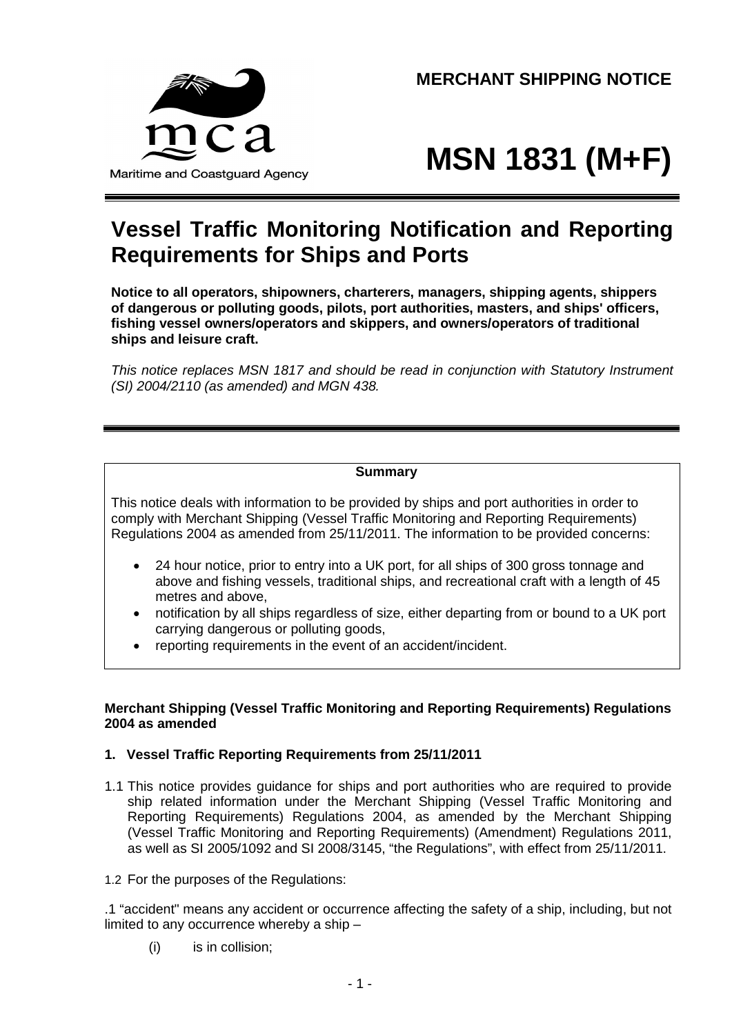**MERCHANT SHIPPING NOTICE**

Maritime and Coastguard Agency

# MSN 1831 (M+F)

## Vessel Traffic Monitoring Notification and Reporting Requirements for Ships and Ports

**Notice to all operators, shipowners, charterers, managers, shipping agents, shippers of dangerous or polluting goods, pilots, port authorities, masters, and ships' officers, fishing vessel owners/operators and skippers, and owners/operators of traditional ships and leisure craft.**

*This notice replaces MSN 1817 and should be read in conjunction with Statutory Instrument (SI) 2004/2110 (as amended) and MGN 438.*

---

**Summary**

This notice deals with information to be provided by ships and port authorities in order to comply with Merchant Shipping (Vessel Traffic Monitoring and Reporting Requirements) Regulations 2004 as amended from 25/11/2011. The information to be provided concerns:

- 24 hour notice, prior to entry into a UK port, for all ships of 300 gross tonnage and above and fishing vessels, traditional ships, and recreational craft with a length of 45 metres and above,
- notification by all ships regardless of size, either departing from or bound to a UK port carrying dangerous or polluting goods,
- reporting requirements in the event of an accident/incident.

---

**Merchant Shipping (Vessel Traffic Monitoring and Reporting Requirements) Regulations 2004 as amended**

### 1. Vessel Traffic Reporting Requirements from 25/11/2011

1.1 This notice provides guidance for ships and port authorities who are required to provide ship related information under the Merchant Shipping (Vessel Traffic Monitoring and Reporting Requirements) Regulations 2004, as amended by the Merchant Shipping (Vessel Traffic Monitoring and Reporting Requirements) (Amendment) Regulations 2011, as well as SI 2005/1092 and SI 2008/3145, "the Regulations", with effect from 25/11/2011.

1.2 For the purposes of the Regulations:

.1 "accident" means any accident or occurrence affecting the safety of a ship, including, but not limited to any occurrence whereby a ship –

(i) is in collision;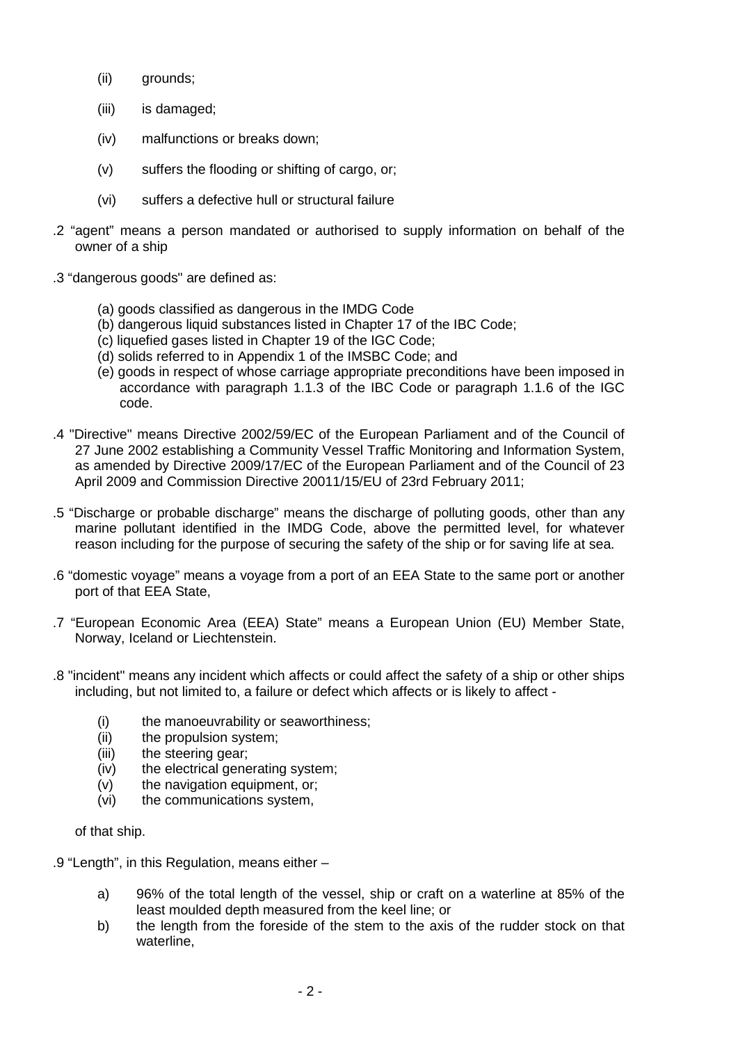(ii) grounds;

(iii) is damaged;

(iv) malfunctions or breaks down;

(v) suffers the flooding or shifting of cargo, or;

(vi) suffers a defective hull or structural failure

.2 “agent” means a person mandated or authorised to supply information on behalf of the owner of a ship

.3 “dangerous goods" are defined as:

(a) goods classified as dangerous in the IMDG Code
(b) dangerous liquid substances listed in Chapter 17 of the IBC Code;
(c) liquefied gases listed in Chapter 19 of the IGC Code;
(d) solids referred to in Appendix 1 of the IMSBC Code; and
(e) goods in respect of whose carriage appropriate preconditions have been imposed in accordance with paragraph 1.1.3 of the IBC Code or paragraph 1.1.6 of the IGC code.

.4 "Directive" means Directive 2002/59/EC of the European Parliament and of the Council of 27 June 2002 establishing a Community Vessel Traffic Monitoring and Information System, as amended by Directive 2009/17/EC of the European Parliament and of the Council of 23 April 2009 and Commission Directive 20011/15/EU of 23rd February 2011;

.5 “Discharge or probable discharge” means the discharge of polluting goods, other than any marine pollutant identified in the IMDG Code, above the permitted level, for whatever reason including for the purpose of securing the safety of the ship or for saving life at sea.

.6 “domestic voyage” means a voyage from a port of an EEA State to the same port or another port of that EEA State,

.7 “European Economic Area (EEA) State” means a European Union (EU) Member State, Norway, Iceland or Liechtenstein.

.8 "incident" means any incident which affects or could affect the safety of a ship or other ships including, but not limited to, a failure or defect which affects or is likely to affect -

(i) the manoeuvrability or seaworthiness;
(ii) the propulsion system;
(iii) the steering gear;
(iv) the electrical generating system;
(v) the navigation equipment, or;
(vi) the communications system,

of that ship.

.9 “Length”, in this Regulation, means either –

a) 96% of the total length of the vessel, ship or craft on a waterline at 85% of the least moulded depth measured from the keel line; or
b) the length from the foreside of the stem to the axis of the rudder stock on that waterline,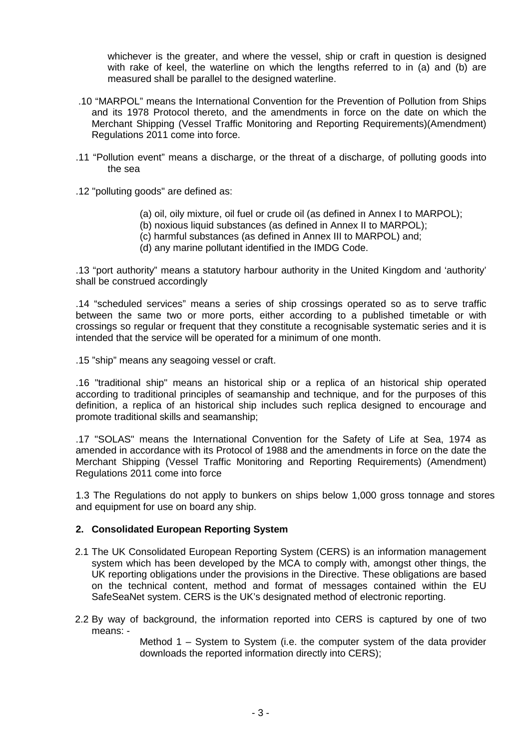whichever is the greater, and where the vessel, ship or craft in question is designed with rake of keel, the waterline on which the lengths referred to in (a) and (b) are measured shall be parallel to the designed waterline.

.10 "MARPOL" means the International Convention for the Prevention of Pollution from Ships and its 1978 Protocol thereto, and the amendments in force on the date on which the Merchant Shipping (Vessel Traffic Monitoring and Reporting Requirements)(Amendment) Regulations 2011 come into force.

.11 "Pollution event" means a discharge, or the threat of a discharge, of polluting goods into the sea

.12 "polluting goods" are defined as:

(a) oil, oily mixture, oil fuel or crude oil (as defined in Annex I to MARPOL);
(b) noxious liquid substances (as defined in Annex II to MARPOL);
(c) harmful substances (as defined in Annex III to MARPOL) and;
(d) any marine pollutant identified in the IMDG Code.

.13 "port authority" means a statutory harbour authority in the United Kingdom and 'authority' shall be construed accordingly

.14 "scheduled services" means a series of ship crossings operated so as to serve traffic between the same two or more ports, either according to a published timetable or with crossings so regular or frequent that they constitute a recognisable systematic series and it is intended that the service will be operated for a minimum of one month.

.15 "ship" means any seagoing vessel or craft.

.16 "traditional ship" means an historical ship or a replica of an historical ship operated according to traditional principles of seamanship and technique, and for the purposes of this definition, a replica of an historical ship includes such replica designed to encourage and promote traditional skills and seamanship;

.17 "SOLAS" means the International Convention for the Safety of Life at Sea, 1974 as amended in accordance with its Protocol of 1988 and the amendments in force on the date the Merchant Shipping (Vessel Traffic Monitoring and Reporting Requirements) (Amendment) Regulations 2011 come into force

1.3 The Regulations do not apply to bunkers on ships below 1,000 gross tonnage and stores and equipment for use on board any ship.

## 2. Consolidated European Reporting System

2.1 The UK Consolidated European Reporting System (CERS) is an information management system which has been developed by the MCA to comply with, amongst other things, the UK reporting obligations under the provisions in the Directive. These obligations are based on the technical content, method and format of messages contained within the EU SafeSeaNet system. CERS is the UK's designated method of electronic reporting.

2.2 By way of background, the information reported into CERS is captured by one of two means: -

Method 1 – System to System (i.e. the computer system of the data provider downloads the reported information directly into CERS);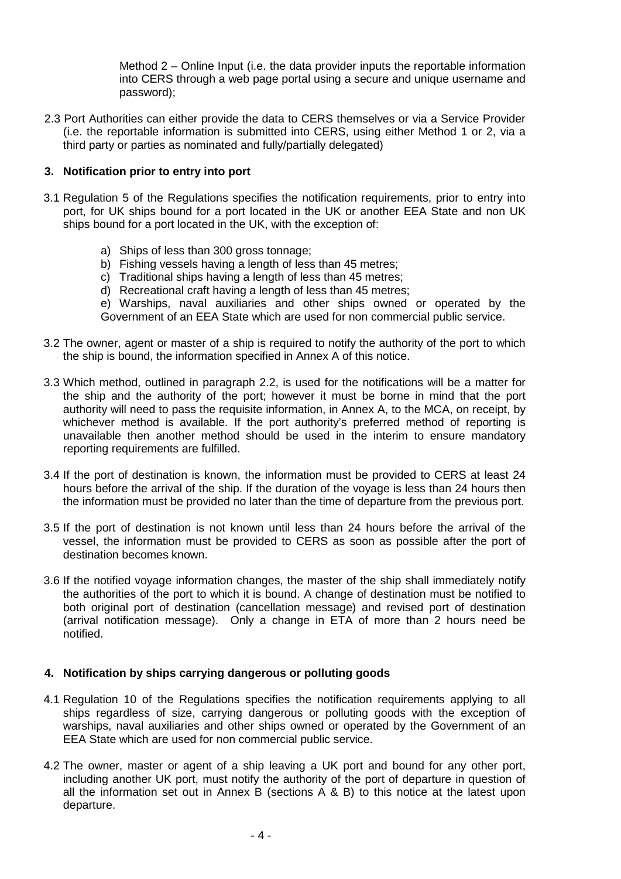Method 2 – Online Input (i.e. the data provider inputs the reportable information into CERS through a web page portal using a secure and unique username and password);

2.3 Port Authorities can either provide the data to CERS themselves or via a Service Provider (i.e. the reportable information is submitted into CERS, using either Method 1 or 2, via a third party or parties as nominated and fully/partially delegated)

## 3. Notification prior to entry into port

3.1 Regulation 5 of the Regulations specifies the notification requirements, prior to entry into port, for UK ships bound for a port located in the UK or another EEA State and non UK ships bound for a port located in the UK, with the exception of:

a) Ships of less than 300 gross tonnage;
b) Fishing vessels having a length of less than 45 metres;
c) Traditional ships having a length of less than 45 metres;
d) Recreational craft having a length of less than 45 metres;
e) Warships, naval auxiliaries and other ships owned or operated by the Government of an EEA State which are used for non commercial public service.

3.2 The owner, agent or master of a ship is required to notify the authority of the port to which the ship is bound, the information specified in Annex A of this notice.

3.3 Which method, outlined in paragraph 2.2, is used for the notifications will be a matter for the ship and the authority of the port; however it must be borne in mind that the port authority will need to pass the requisite information, in Annex A, to the MCA, on receipt, by whichever method is available. If the port authority's preferred method of reporting is unavailable then another method should be used in the interim to ensure mandatory reporting requirements are fulfilled.

3.4 If the port of destination is known, the information must be provided to CERS at least 24 hours before the arrival of the ship. If the duration of the voyage is less than 24 hours then the information must be provided no later than the time of departure from the previous port.

3.5 If the port of destination is not known until less than 24 hours before the arrival of the vessel, the information must be provided to CERS as soon as possible after the port of destination becomes known.

3.6 If the notified voyage information changes, the master of the ship shall immediately notify the authorities of the port to which it is bound. A change of destination must be notified to both original port of destination (cancellation message) and revised port of destination (arrival notification message). Only a change in ETA of more than 2 hours need be notified.

## 4. Notification by ships carrying dangerous or polluting goods

4.1 Regulation 10 of the Regulations specifies the notification requirements applying to all ships regardless of size, carrying dangerous or polluting goods with the exception of warships, naval auxiliaries and other ships owned or operated by the Government of an EEA State which are used for non commercial public service.

4.2 The owner, master or agent of a ship leaving a UK port and bound for any other port, including another UK port, must notify the authority of the port of departure in question of all the information set out in Annex B (sections A & B) to this notice at the latest upon departure.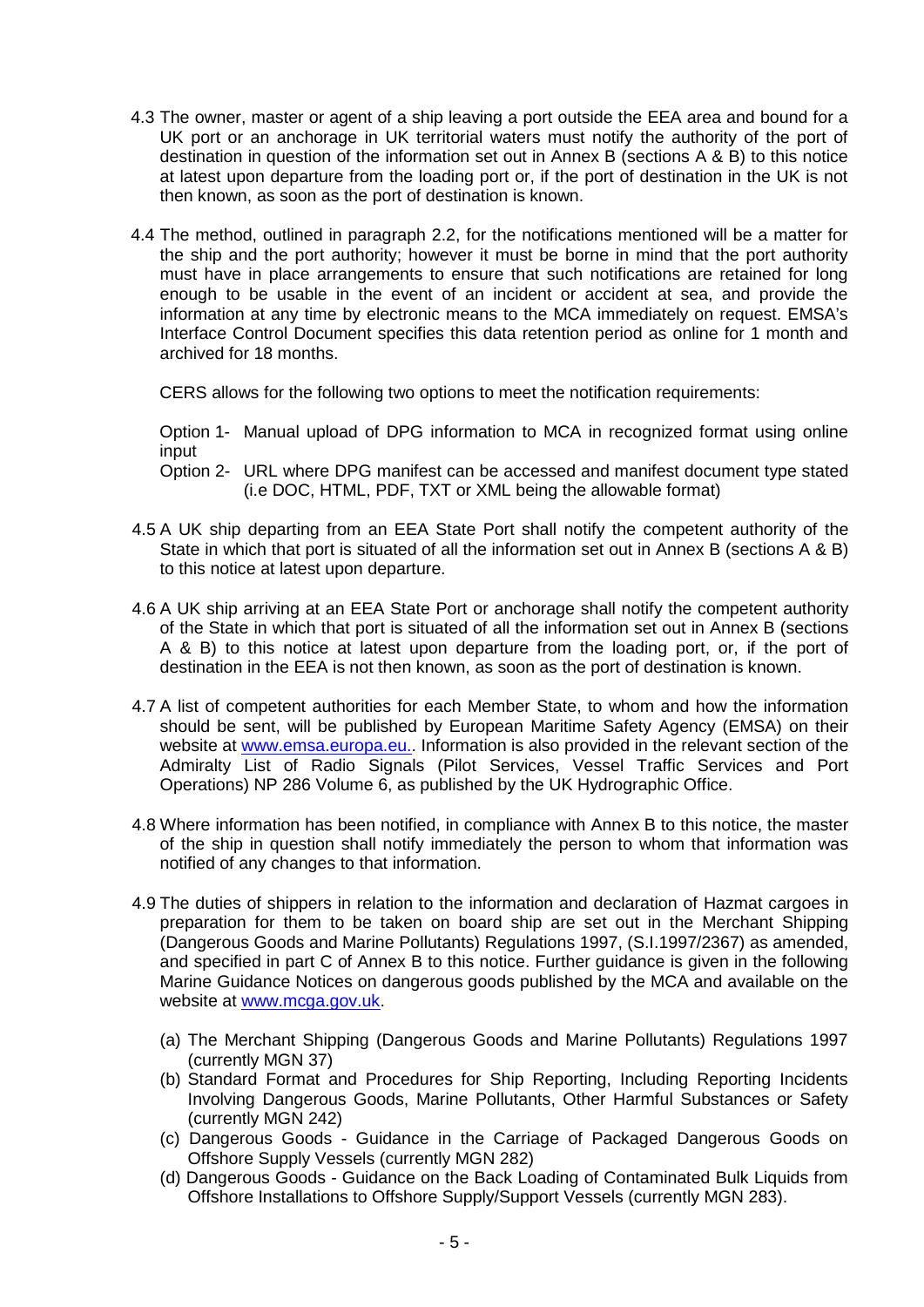4.3 The owner, master or agent of a ship leaving a port outside the EEA area and bound for a UK port or an anchorage in UK territorial waters must notify the authority of the port of destination in question of the information set out in Annex B (sections A & B) to this notice at latest upon departure from the loading port or, if the port of destination in the UK is not then known, as soon as the port of destination is known.

4.4 The method, outlined in paragraph 2.2, for the notifications mentioned will be a matter for the ship and the port authority; however it must be borne in mind that the port authority must have in place arrangements to ensure that such notifications are retained for long enough to be usable in the event of an incident or accident at sea, and provide the information at any time by electronic means to the MCA immediately on request. EMSA's Interface Control Document specifies this data retention period as online for 1 month and archived for 18 months.

CERS allows for the following two options to meet the notification requirements:

Option 1- Manual upload of DPG information to MCA in recognized format using online input

Option 2- URL where DPG manifest can be accessed and manifest document type stated (i.e DOC, HTML, PDF, TXT or XML being the allowable format)

4.5 A UK ship departing from an EEA State Port shall notify the competent authority of the State in which that port is situated of all the information set out in Annex B (sections A & B) to this notice at latest upon departure.

4.6 A UK ship arriving at an EEA State Port or anchorage shall notify the competent authority of the State in which that port is situated of all the information set out in Annex B (sections A & B) to this notice at latest upon departure from the loading port, or, if the port of destination in the EEA is not then known, as soon as the port of destination is known.

4.7 A list of competent authorities for each Member State, to whom and how the information should be sent, will be published by European Maritime Safety Agency (EMSA) on their website at www.emsa.europa.eu.. Information is also provided in the relevant section of the Admiralty List of Radio Signals (Pilot Services, Vessel Traffic Services and Port Operations) NP 286 Volume 6, as published by the UK Hydrographic Office.

4.8 Where information has been notified, in compliance with Annex B to this notice, the master of the ship in question shall notify immediately the person to whom that information was notified of any changes to that information.

4.9 The duties of shippers in relation to the information and declaration of Hazmat cargoes in preparation for them to be taken on board ship are set out in the Merchant Shipping (Dangerous Goods and Marine Pollutants) Regulations 1997, (S.I.1997/2367) as amended, and specified in part C of Annex B to this notice. Further guidance is given in the following Marine Guidance Notices on dangerous goods published by the MCA and available on the website at www.mcga.gov.uk.

(a) The Merchant Shipping (Dangerous Goods and Marine Pollutants) Regulations 1997 (currently MGN 37)

(b) Standard Format and Procedures for Ship Reporting, Including Reporting Incidents Involving Dangerous Goods, Marine Pollutants, Other Harmful Substances or Safety (currently MGN 242)

(c) Dangerous Goods - Guidance in the Carriage of Packaged Dangerous Goods on Offshore Supply Vessels (currently MGN 282)

(d) Dangerous Goods - Guidance on the Back Loading of Contaminated Bulk Liquids from Offshore Installations to Offshore Supply/Support Vessels (currently MGN 283).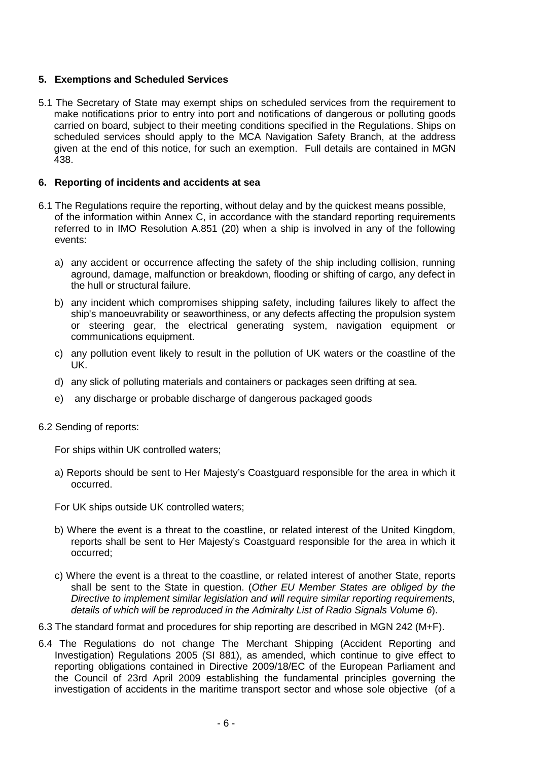## 5. Exemptions and Scheduled Services

5.1 The Secretary of State may exempt ships on scheduled services from the requirement to make notifications prior to entry into port and notifications of dangerous or polluting goods carried on board, subject to their meeting conditions specified in the Regulations. Ships on scheduled services should apply to the MCA Navigation Safety Branch, at the address given at the end of this notice, for such an exemption. Full details are contained in MGN 438.

## 6. Reporting of incidents and accidents at sea

6.1 The Regulations require the reporting, without delay and by the quickest means possible, of the information within Annex C, in accordance with the standard reporting requirements referred to in IMO Resolution A.851 (20) when a ship is involved in any of the following events:

a) any accident or occurrence affecting the safety of the ship including collision, running aground, damage, malfunction or breakdown, flooding or shifting of cargo, any defect in the hull or structural failure.

b) any incident which compromises shipping safety, including failures likely to affect the ship's manoeuvrability or seaworthiness, or any defects affecting the propulsion system or steering gear, the electrical generating system, navigation equipment or communications equipment.

c) any pollution event likely to result in the pollution of UK waters or the coastline of the UK.

d) any slick of polluting materials and containers or packages seen drifting at sea.

e) any discharge or probable discharge of dangerous packaged goods

6.2 Sending of reports:

For ships within UK controlled waters;

a) Reports should be sent to Her Majesty's Coastguard responsible for the area in which it occurred.

For UK ships outside UK controlled waters;

b) Where the event is a threat to the coastline, or related interest of the United Kingdom, reports shall be sent to Her Majesty's Coastguard responsible for the area in which it occurred;

c) Where the event is a threat to the coastline, or related interest of another State, reports shall be sent to the State in question. (*Other EU Member States are obliged by the Directive to implement similar legislation and will require similar reporting requirements, details of which will be reproduced in the Admiralty List of Radio Signals Volume 6*).

6.3 The standard format and procedures for ship reporting are described in MGN 242 (M+F).

6.4 The Regulations do not change The Merchant Shipping (Accident Reporting and Investigation) Regulations 2005 (SI 881), as amended, which continue to give effect to reporting obligations contained in Directive 2009/18/EC of the European Parliament and the Council of 23rd April 2009 establishing the fundamental principles governing the investigation of accidents in the maritime transport sector and whose sole objective (of a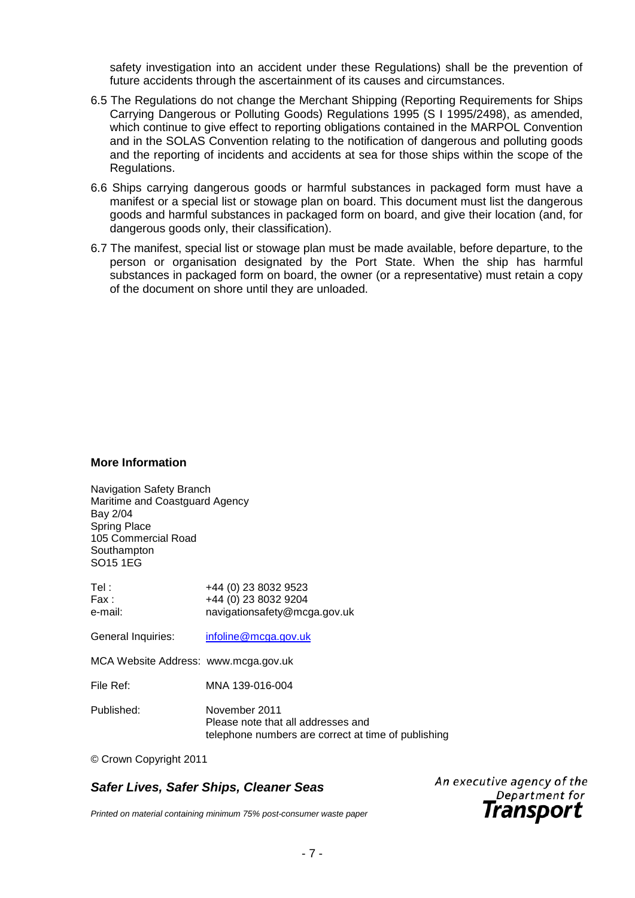safety investigation into an accident under these Regulations) shall be the prevention of future accidents through the ascertainment of its causes and circumstances.

6.5 The Regulations do not change the Merchant Shipping (Reporting Requirements for Ships Carrying Dangerous or Polluting Goods) Regulations 1995 (S I 1995/2498), as amended, which continue to give effect to reporting obligations contained in the MARPOL Convention and in the SOLAS Convention relating to the notification of dangerous and polluting goods and the reporting of incidents and accidents at sea for those ships within the scope of the Regulations.

6.6 Ships carrying dangerous goods or harmful substances in packaged form must have a manifest or a special list or stowage plan on board. This document must list the dangerous goods and harmful substances in packaged form on board, and give their location (and, for dangerous goods only, their classification).

6.7 The manifest, special list or stowage plan must be made available, before departure, to the person or organisation designated by the Port State. When the ship has harmful substances in packaged form on board, the owner (or a representative) must retain a copy of the document on shore until they are unloaded.

**More Information**

Navigation Safety Branch
Maritime and Coastguard Agency
Bay 2/04
Spring Place
105 Commercial Road
Southampton
SO15 1EG

Tel : +44 (0) 23 8032 9523
Fax : +44 (0) 23 8032 9204
e-mail: navigationsafety@mcga.gov.uk

General Inquiries: infoline@mcga.gov.uk

MCA Website Address: www.mcga.gov.uk

File Ref: MNA 139-016-004

Published: November 2011
Please note that all addresses and telephone numbers are correct at time of publishing

© Crown Copyright 2011

***Safer Lives, Safer Ships, Cleaner Seas***

*Printed on material containing minimum 75% post-consumer waste paper*

*An executive agency of the Department for* ***Transport***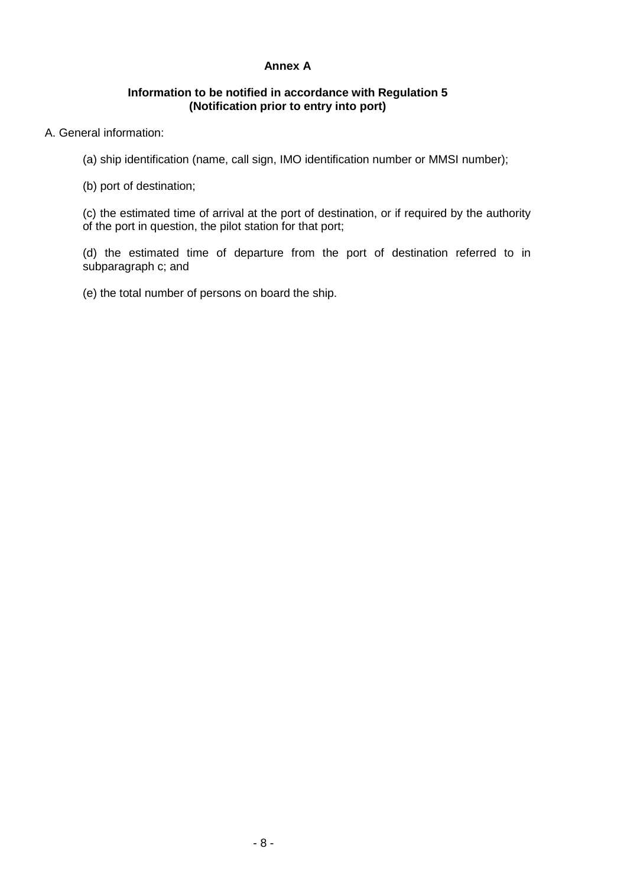## Annex A

### Information to be notified in accordance with Regulation 5 (Notification prior to entry into port)

A. General information:

(a) ship identification (name, call sign, IMO identification number or MMSI number);

(b) port of destination;

(c) the estimated time of arrival at the port of destination, or if required by the authority of the port in question, the pilot station for that port;

(d) the estimated time of departure from the port of destination referred to in subparagraph c; and

(e) the total number of persons on board the ship.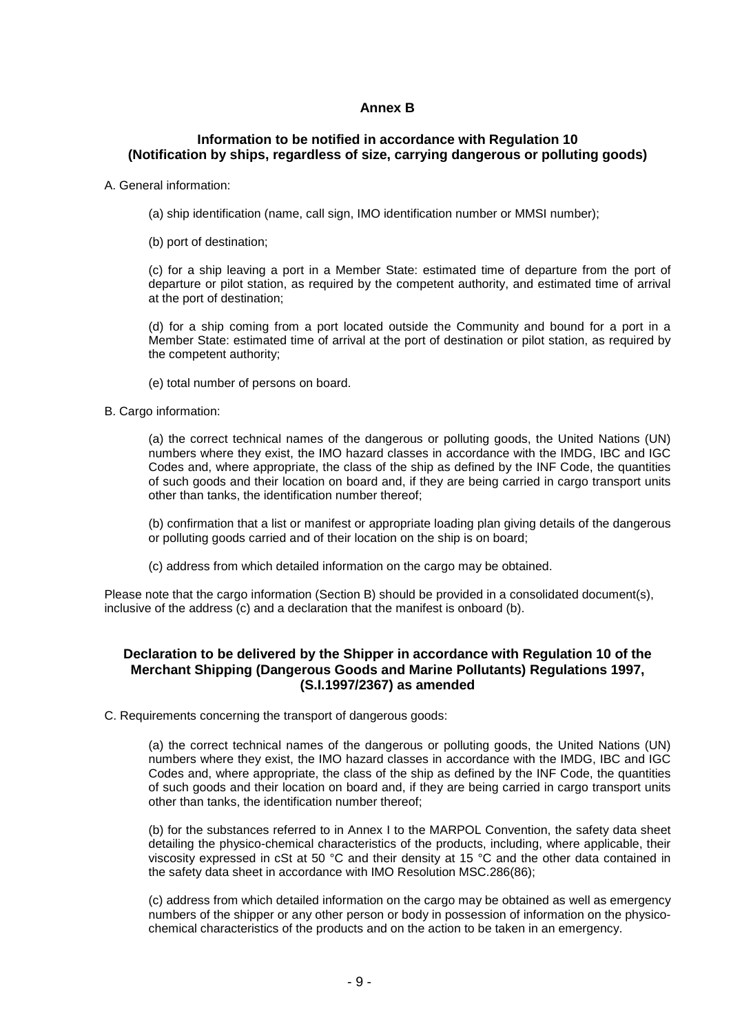## Annex B

### Information to be notified in accordance with Regulation 10 (Notification by ships, regardless of size, carrying dangerous or polluting goods)

A. General information:

(a) ship identification (name, call sign, IMO identification number or MMSI number);

(b) port of destination;

(c) for a ship leaving a port in a Member State: estimated time of departure from the port of departure or pilot station, as required by the competent authority, and estimated time of arrival at the port of destination;

(d) for a ship coming from a port located outside the Community and bound for a port in a Member State: estimated time of arrival at the port of destination or pilot station, as required by the competent authority;

(e) total number of persons on board.

B. Cargo information:

(a) the correct technical names of the dangerous or polluting goods, the United Nations (UN) numbers where they exist, the IMO hazard classes in accordance with the IMDG, IBC and IGC Codes and, where appropriate, the class of the ship as defined by the INF Code, the quantities of such goods and their location on board and, if they are being carried in cargo transport units other than tanks, the identification number thereof;

(b) confirmation that a list or manifest or appropriate loading plan giving details of the dangerous or polluting goods carried and of their location on the ship is on board;

(c) address from which detailed information on the cargo may be obtained.

Please note that the cargo information (Section B) should be provided in a consolidated document(s), inclusive of the address (c) and a declaration that the manifest is onboard (b).

### Declaration to be delivered by the Shipper in accordance with Regulation 10 of the Merchant Shipping (Dangerous Goods and Marine Pollutants) Regulations 1997, (S.I.1997/2367) as amended

C. Requirements concerning the transport of dangerous goods:

(a) the correct technical names of the dangerous or polluting goods, the United Nations (UN) numbers where they exist, the IMO hazard classes in accordance with the IMDG, IBC and IGC Codes and, where appropriate, the class of the ship as defined by the INF Code, the quantities of such goods and their location on board and, if they are being carried in cargo transport units other than tanks, the identification number thereof;

(b) for the substances referred to in Annex I to the MARPOL Convention, the safety data sheet detailing the physico-chemical characteristics of the products, including, where applicable, their viscosity expressed in cSt at 50 °C and their density at 15 °C and the other data contained in the safety data sheet in accordance with IMO Resolution MSC.286(86);

(c) address from which detailed information on the cargo may be obtained as well as emergency numbers of the shipper or any other person or body in possession of information on the physico-chemical characteristics of the products and on the action to be taken in an emergency.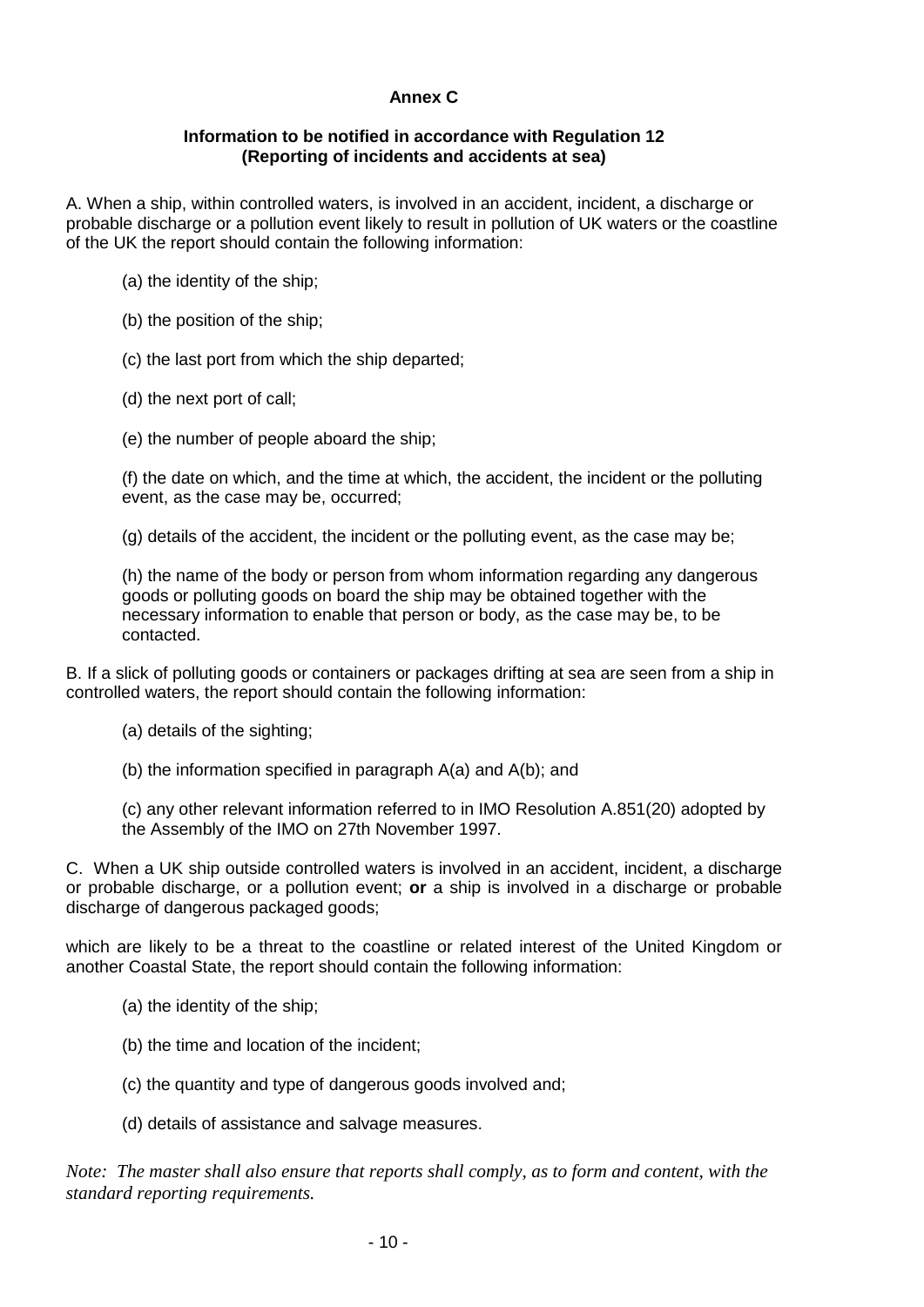## Annex C

### Information to be notified in accordance with Regulation 12 (Reporting of incidents and accidents at sea)

A. When a ship, within controlled waters, is involved in an accident, incident, a discharge or probable discharge or a pollution event likely to result in pollution of UK waters or the coastline of the UK the report should contain the following information:

(a) the identity of the ship;

(b) the position of the ship;

(c) the last port from which the ship departed;

(d) the next port of call;

(e) the number of people aboard the ship;

(f) the date on which, and the time at which, the accident, the incident or the polluting event, as the case may be, occurred;

(g) details of the accident, the incident or the polluting event, as the case may be;

(h) the name of the body or person from whom information regarding any dangerous goods or polluting goods on board the ship may be obtained together with the necessary information to enable that person or body, as the case may be, to be contacted.

B. If a slick of polluting goods or containers or packages drifting at sea are seen from a ship in controlled waters, the report should contain the following information:

(a) details of the sighting;

(b) the information specified in paragraph A(a) and A(b); and

(c) any other relevant information referred to in IMO Resolution A.851(20) adopted by the Assembly of the IMO on 27th November 1997.

C. When a UK ship outside controlled waters is involved in an accident, incident, a discharge or probable discharge, or a pollution event; **or** a ship is involved in a discharge or probable discharge of dangerous packaged goods;

which are likely to be a threat to the coastline or related interest of the United Kingdom or another Coastal State, the report should contain the following information:

(a) the identity of the ship;

(b) the time and location of the incident;

(c) the quantity and type of dangerous goods involved and;

(d) details of assistance and salvage measures.

*Note: The master shall also ensure that reports shall comply, as to form and content, with the standard reporting requirements.*